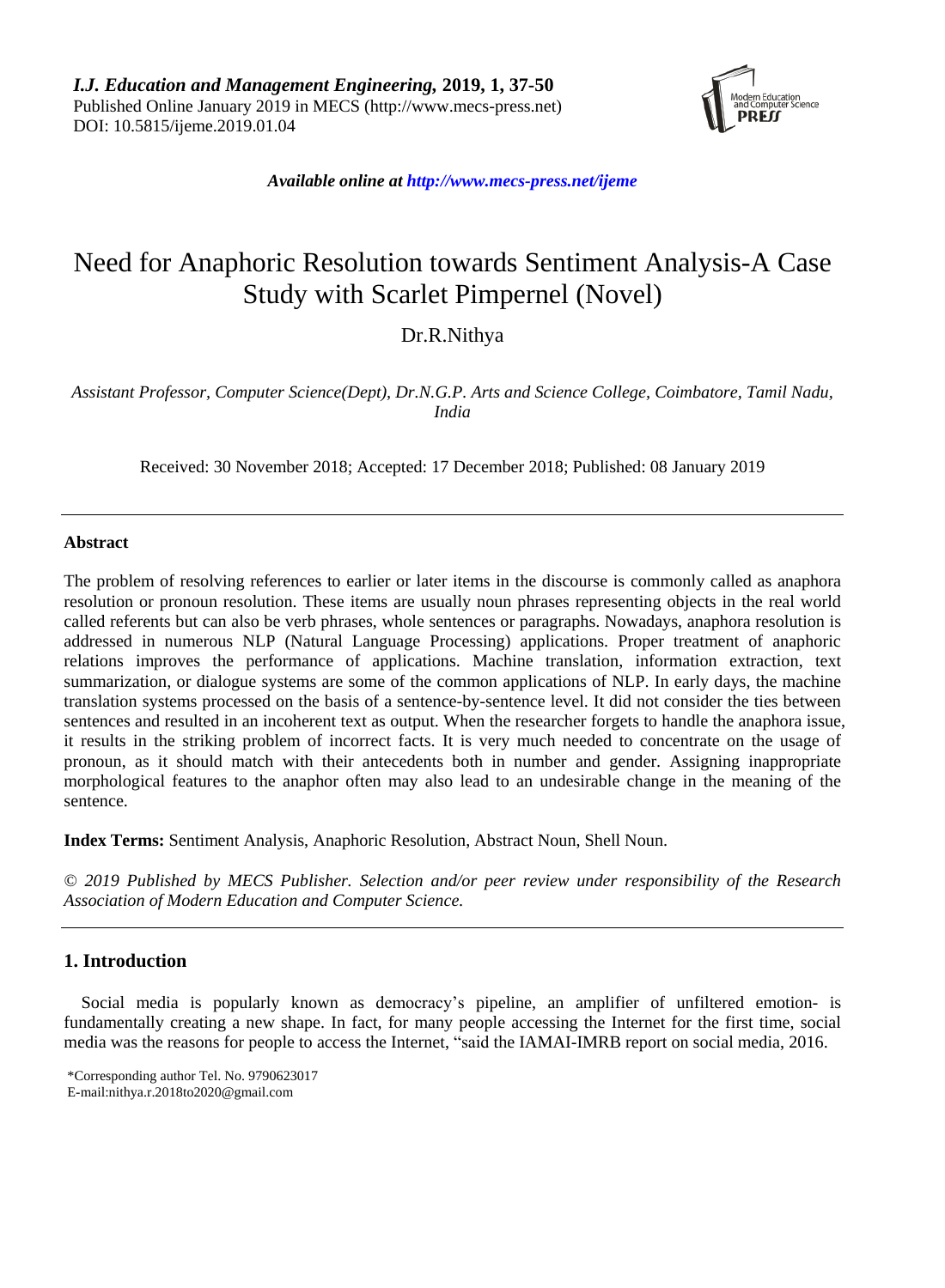*I.J. Education and Management Engineering,* **2019, 1, 37-50**
Published Online January 2019 in MECS (http://www.mecs-press.net)
DOI: 10.5815/ijeme.2019.01.04

*Available online at http://www.mecs-press.net/ijeme*

# Need for Anaphoric Resolution towards Sentiment Analysis-A Case Study with Scarlet Pimpernel (Novel)

Dr.R.Nithya

*Assistant Professor, Computer Science(Dept), Dr.N.G.P. Arts and Science College, Coimbatore, Tamil Nadu, India*

Received: 30 November 2018; Accepted: 17 December 2018; Published: 08 January 2019

---

**Abstract**

The problem of resolving references to earlier or later items in the discourse is commonly called as anaphora resolution or pronoun resolution. These items are usually noun phrases representing objects in the real world called referents but can also be verb phrases, whole sentences or paragraphs. Nowadays, anaphora resolution is addressed in numerous NLP (Natural Language Processing) applications. Proper treatment of anaphoric relations improves the performance of applications. Machine translation, information extraction, text summarization, or dialogue systems are some of the common applications of NLP. In early days, the machine translation systems processed on the basis of a sentence-by-sentence level. It did not consider the ties between sentences and resulted in an incoherent text as output. When the researcher forgets to handle the anaphora issue, it results in the striking problem of incorrect facts. It is very much needed to concentrate on the usage of pronoun, as it should match with their antecedents both in number and gender. Assigning inappropriate morphological features to the anaphor often may also lead to an undesirable change in the meaning of the sentence.

**Index Terms:** Sentiment Analysis, Anaphoric Resolution, Abstract Noun, Shell Noun.

*© 2019 Published by MECS Publisher. Selection and/or peer review under responsibility of the Research Association of Modern Education and Computer Science.*

---

## 1. Introduction

Social media is popularly known as democracy's pipeline, an amplifier of unfiltered emotion- is fundamentally creating a new shape. In fact, for many people accessing the Internet for the first time, social media was the reasons for people to access the Internet, "said the IAMAI-IMRB report on social media, 2016.

\*Corresponding author Tel. No. 9790623017
E-mail:nithya.r.2018to2020@gmail.com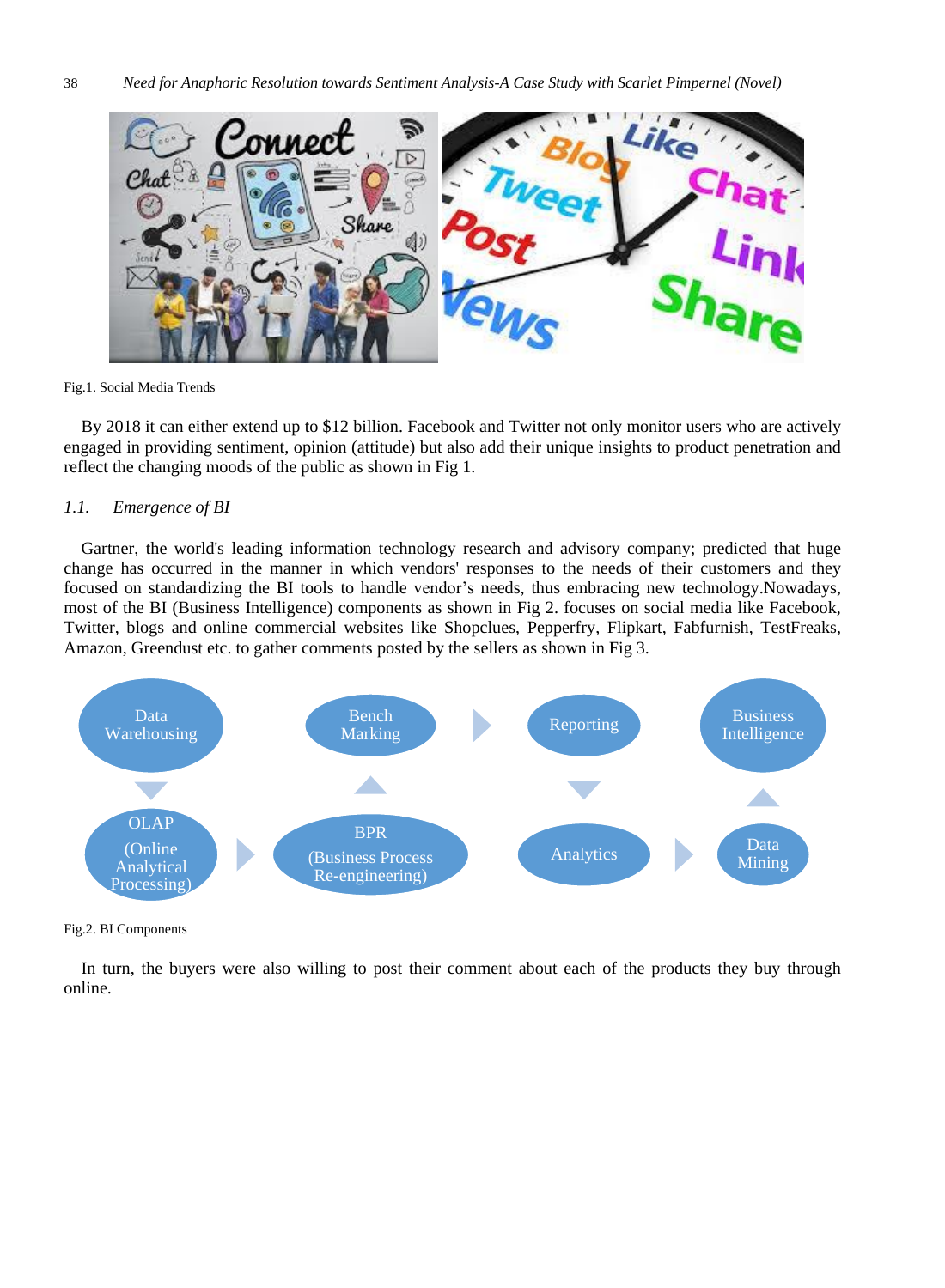Fig.1. Social Media Trends

By 2018 it can either extend up to $12 billion. Facebook and Twitter not only monitor users who are actively engaged in providing sentiment, opinion (attitude) but also add their unique insights to product penetration and reflect the changing moods of the public as shown in Fig 1.

### *1.1. Emergence of BI*

Gartner, the world's leading information technology research and advisory company; predicted that huge change has occurred in the manner in which vendors' responses to the needs of their customers and they focused on standardizing the BI tools to handle vendor's needs, thus embracing new technology.Nowadays, most of the BI (Business Intelligence) components as shown in Fig 2. focuses on social media like Facebook, Twitter, blogs and online commercial websites like Shopclues, Pepperfry, Flipkart, Fabfurnish, TestFreaks, Amazon, Greendust etc. to gather comments posted by the sellers as shown in Fig 3.

Data Warehousing → OLAP (Online Analytical Processing) → BPR (Business Process Re-engineering) → Bench Marking → Reporting → Analytics → Data Mining → Business Intelligence

Fig.2. BI Components

In turn, the buyers were also willing to post their comment about each of the products they buy through online.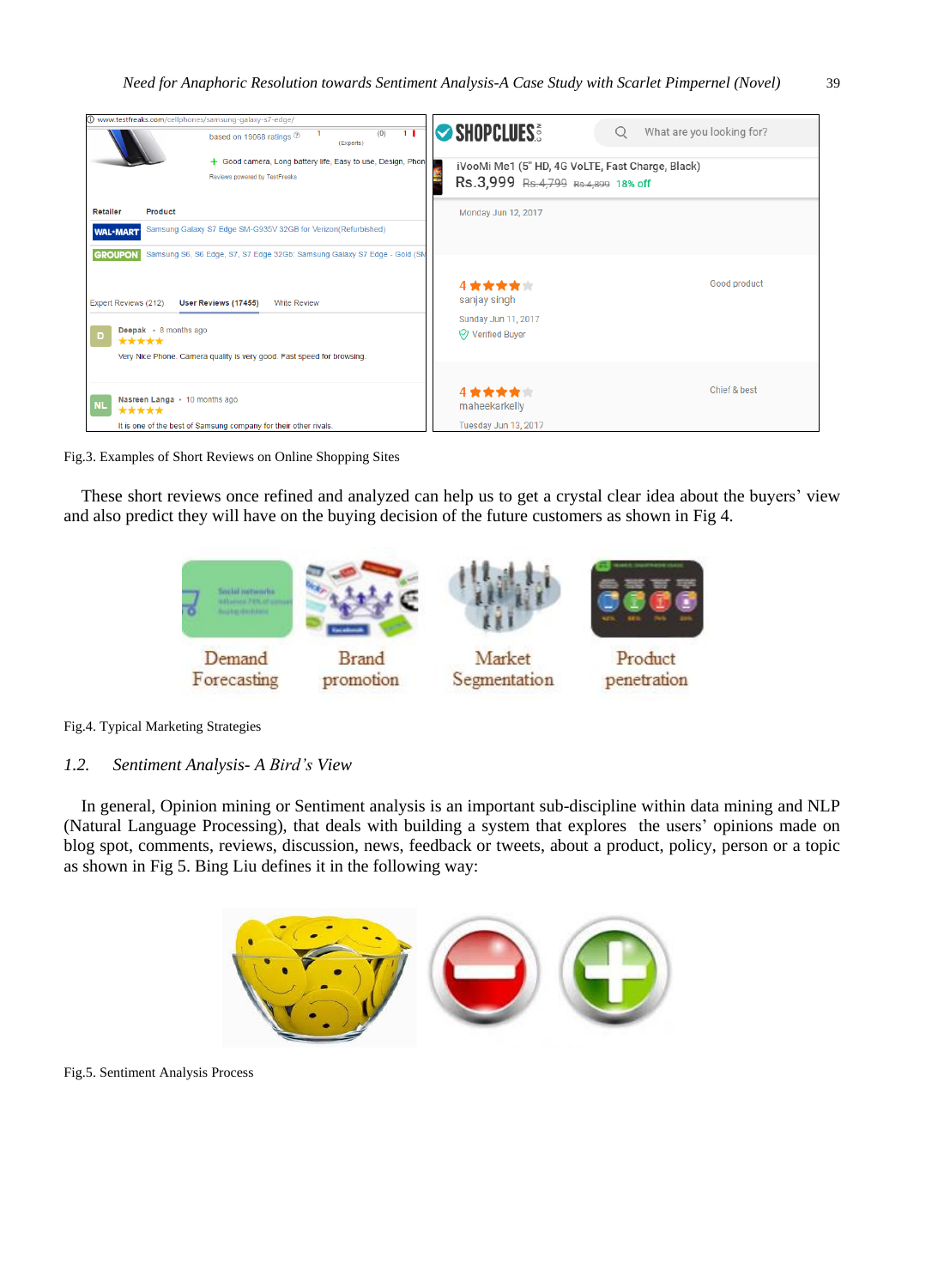Fig.3. Examples of Short Reviews on Online Shopping Sites

These short reviews once refined and analyzed can help us to get a crystal clear idea about the buyers' view and also predict they will have on the buying decision of the future customers as shown in Fig 4.

Fig.4. Typical Marketing Strategies

### *1.2. Sentiment Analysis- A Bird's View*

In general, Opinion mining or Sentiment analysis is an important sub-discipline within data mining and NLP (Natural Language Processing), that deals with building a system that explores the users' opinions made on blog spot, comments, reviews, discussion, news, feedback or tweets, about a product, policy, person or a topic as shown in Fig 5. Bing Liu defines it in the following way:

Fig.5. Sentiment Analysis Process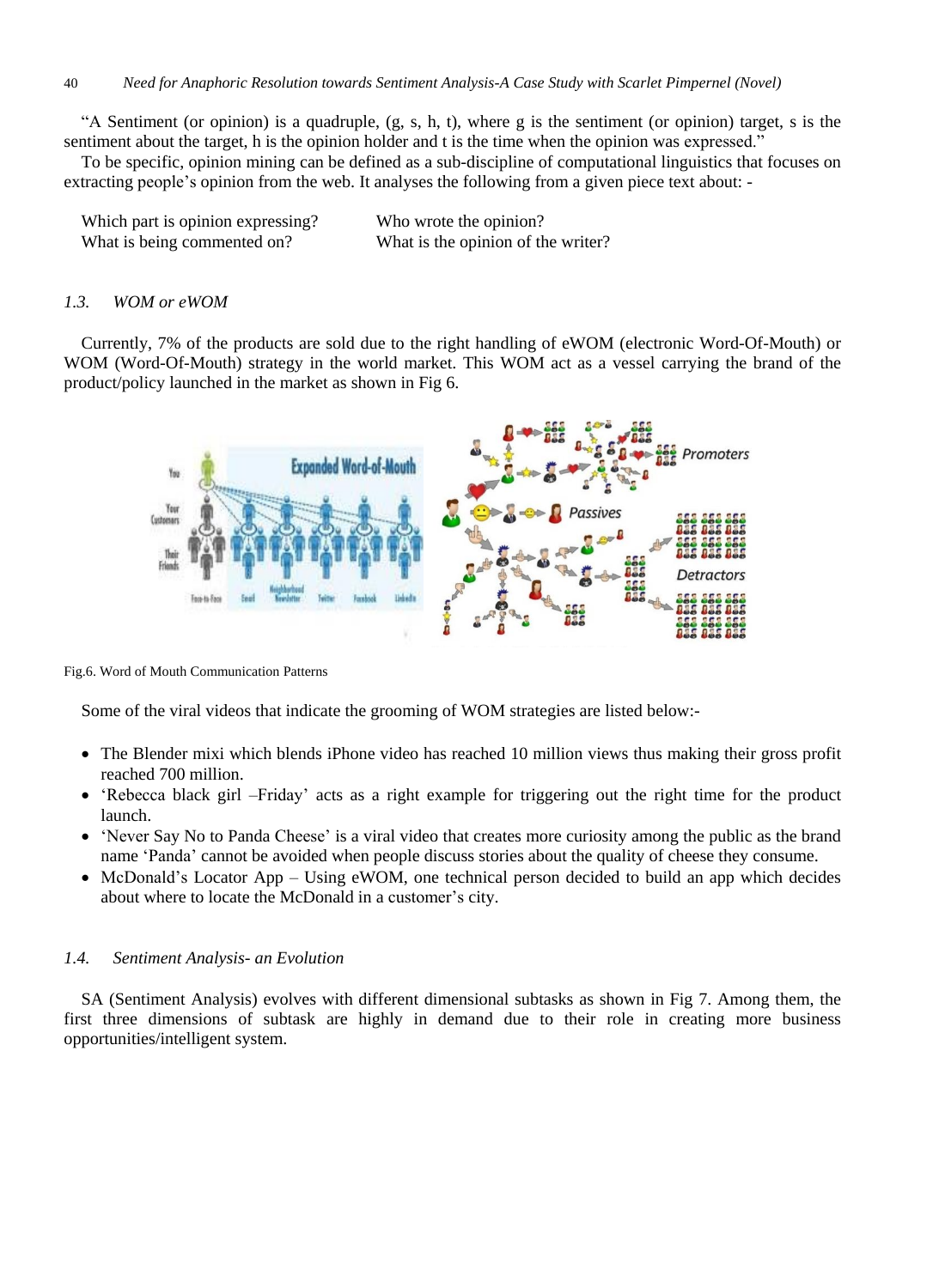"A Sentiment (or opinion) is a quadruple, (g, s, h, t), where g is the sentiment (or opinion) target, s is the sentiment about the target, h is the opinion holder and t is the time when the opinion was expressed."

To be specific, opinion mining can be defined as a sub-discipline of computational linguistics that focuses on extracting people's opinion from the web. It analyses the following from a given piece text about: -

| | |
|---|---|
| Which part is opinion expressing? | Who wrote the opinion? |
| What is being commented on? | What is the opinion of the writer? |

### *1.3. WOM or eWOM*

Currently, 7% of the products are sold due to the right handling of eWOM (electronic Word-Of-Mouth) or WOM (Word-Of-Mouth) strategy in the world market. This WOM act as a vessel carrying the brand of the product/policy launched in the market as shown in Fig 6.

Fig.6. Word of Mouth Communication Patterns

Some of the viral videos that indicate the grooming of WOM strategies are listed below:-

- The Blender mixi which blends iPhone video has reached 10 million views thus making their gross profit reached 700 million.
- 'Rebecca black girl –Friday' acts as a right example for triggering out the right time for the product launch.
- 'Never Say No to Panda Cheese' is a viral video that creates more curiosity among the public as the brand name 'Panda' cannot be avoided when people discuss stories about the quality of cheese they consume.
- McDonald's Locator App – Using eWOM, one technical person decided to build an app which decides about where to locate the McDonald in a customer's city.

### *1.4. Sentiment Analysis- an Evolution*

SA (Sentiment Analysis) evolves with different dimensional subtasks as shown in Fig 7. Among them, the first three dimensions of subtask are highly in demand due to their role in creating more business opportunities/intelligent system.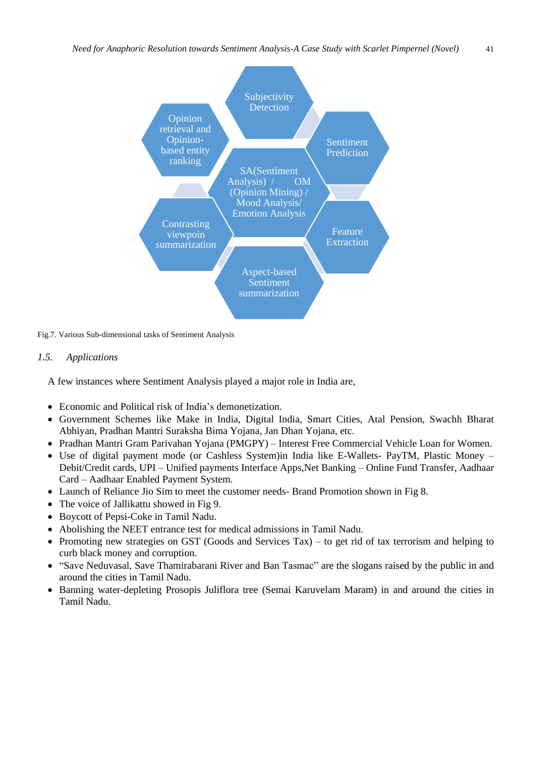Subjectivity Detection

Sentiment Prediction

Feature Extraction

Aspect-based Sentiment summarization

Contrasting viewpoin summarization

Opinion retrieval and Opinion-based entity ranking

SA(Sentiment Analysis) / OM (Opinion Mining) / Mood Analysis/ Emotion Analysis

Fig.7. Various Sub-dimensional tasks of Sentiment Analysis

## *1.5. Applications*

A few instances where Sentiment Analysis played a major role in India are,

- Economic and Political risk of India's demonetization.
- Government Schemes like Make in India, Digital India, Smart Cities, Atal Pension, Swachh Bharat Abhiyan, Pradhan Mantri Suraksha Bima Yojana, Jan Dhan Yojana, etc.
- Pradhan Mantri Gram Parivahan Yojana (PMGPY) – Interest Free Commercial Vehicle Loan for Women.
- Use of digital payment mode (or Cashless System)in India like E-Wallets- PayTM, Plastic Money – Debit/Credit cards, UPI – Unified payments Interface Apps,Net Banking – Online Fund Transfer, Aadhaar Card – Aadhaar Enabled Payment System.
- Launch of Reliance Jio Sim to meet the customer needs- Brand Promotion shown in Fig 8.
- The voice of Jallikattu showed in Fig 9.
- Boycott of Pepsi-Coke in Tamil Nadu.
- Abolishing the NEET entrance test for medical admissions in Tamil Nadu.
- Promoting new strategies on GST (Goods and Services Tax) – to get rid of tax terrorism and helping to curb black money and corruption.
- "Save Neduvasal, Save Thamirabarani River and Ban Tasmac" are the slogans raised by the public in and around the cities in Tamil Nadu.
- Banning water-depleting Prosopis Juliflora tree (Semai Karuvelam Maram) in and around the cities in Tamil Nadu.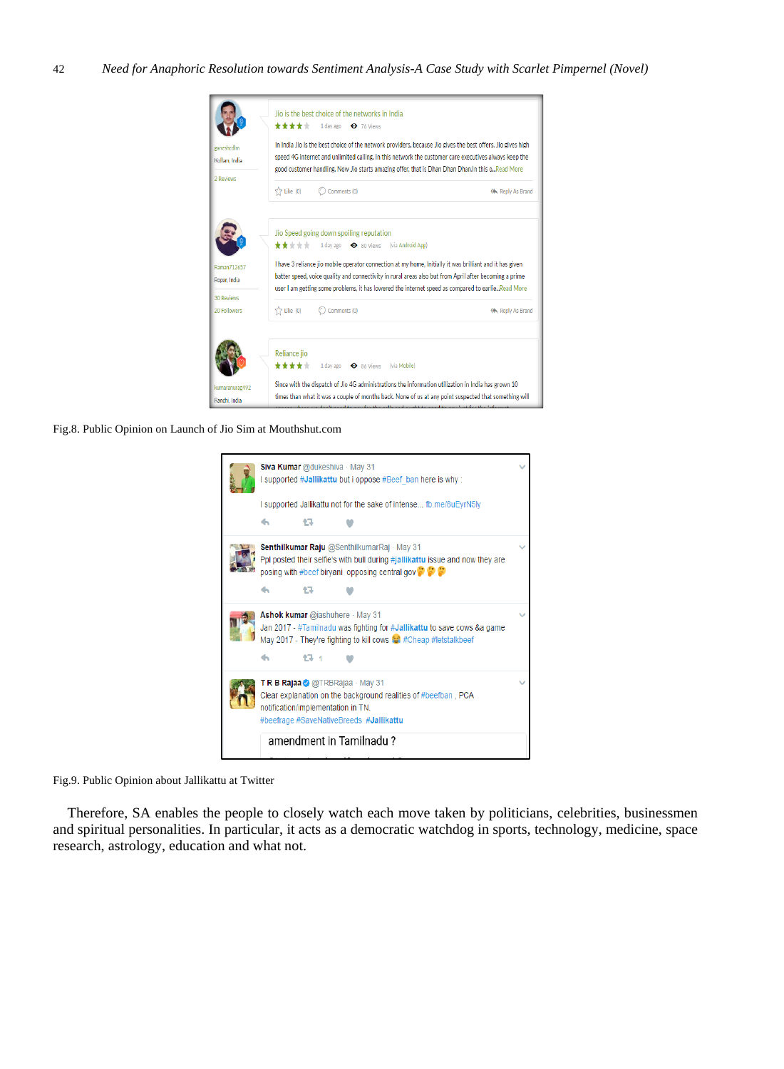Fig.8. Public Opinion on Launch of Jio Sim at Mouthshut.com

Fig.9. Public Opinion about Jallikattu at Twitter

Therefore, SA enables the people to closely watch each move taken by politicians, celebrities, businessmen and spiritual personalities. In particular, it acts as a democratic watchdog in sports, technology, medicine, space research, astrology, education and what not.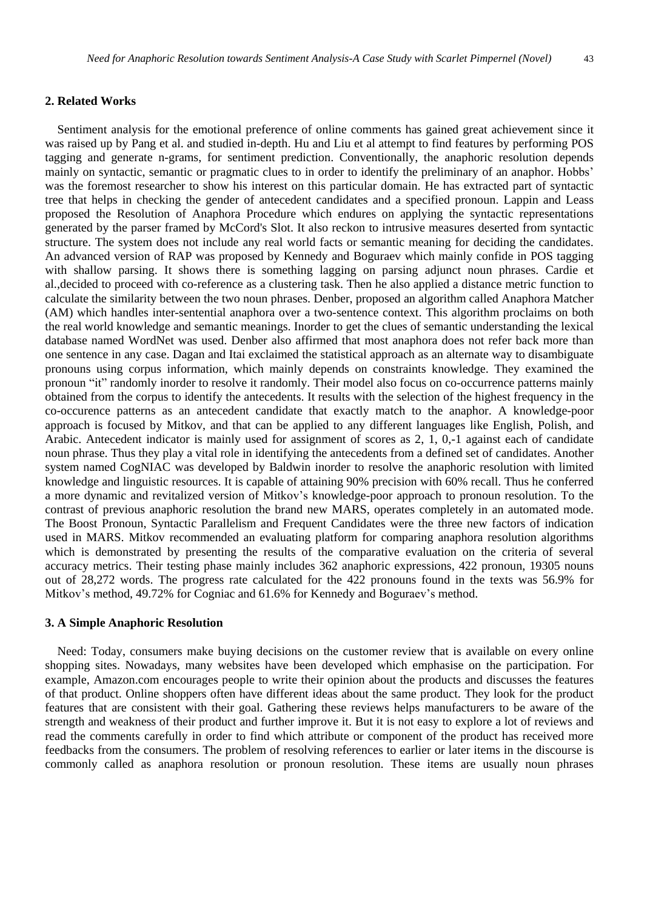## 2. Related Works

Sentiment analysis for the emotional preference of online comments has gained great achievement since it was raised up by Pang et al. and studied in-depth. Hu and Liu et al attempt to find features by performing POS tagging and generate n-grams, for sentiment prediction. Conventionally, the anaphoric resolution depends mainly on syntactic, semantic or pragmatic clues to in order to identify the preliminary of an anaphor. Hobbs' was the foremost researcher to show his interest on this particular domain. He has extracted part of syntactic tree that helps in checking the gender of antecedent candidates and a specified pronoun. Lappin and Leass proposed the Resolution of Anaphora Procedure which endures on applying the syntactic representations generated by the parser framed by McCord's Slot. It also reckon to intrusive measures deserted from syntactic structure. The system does not include any real world facts or semantic meaning for deciding the candidates. An advanced version of RAP was proposed by Kennedy and Boguraev which mainly confide in POS tagging with shallow parsing. It shows there is something lagging on parsing adjunct noun phrases. Cardie et al.,decided to proceed with co-reference as a clustering task. Then he also applied a distance metric function to calculate the similarity between the two noun phrases. Denber, proposed an algorithm called Anaphora Matcher (AM) which handles inter-sentential anaphora over a two-sentence context. This algorithm proclaims on both the real world knowledge and semantic meanings. Inorder to get the clues of semantic understanding the lexical database named WordNet was used. Denber also affirmed that most anaphora does not refer back more than one sentence in any case. Dagan and Itai exclaimed the statistical approach as an alternate way to disambiguate pronouns using corpus information, which mainly depends on constraints knowledge. They examined the pronoun "it" randomly inorder to resolve it randomly. Their model also focus on co-occurrence patterns mainly obtained from the corpus to identify the antecedents. It results with the selection of the highest frequency in the co-occurence patterns as an antecedent candidate that exactly match to the anaphor. A knowledge-poor approach is focused by Mitkov, and that can be applied to any different languages like English, Polish, and Arabic. Antecedent indicator is mainly used for assignment of scores as 2, 1, 0,-1 against each of candidate noun phrase. Thus they play a vital role in identifying the antecedents from a defined set of candidates. Another system named CogNIAC was developed by Baldwin inorder to resolve the anaphoric resolution with limited knowledge and linguistic resources. It is capable of attaining 90% precision with 60% recall. Thus he conferred a more dynamic and revitalized version of Mitkov's knowledge-poor approach to pronoun resolution. To the contrast of previous anaphoric resolution the brand new MARS, operates completely in an automated mode. The Boost Pronoun, Syntactic Parallelism and Frequent Candidates were the three new factors of indication used in MARS. Mitkov recommended an evaluating platform for comparing anaphora resolution algorithms which is demonstrated by presenting the results of the comparative evaluation on the criteria of several accuracy metrics. Their testing phase mainly includes 362 anaphoric expressions, 422 pronoun, 19305 nouns out of 28,272 words. The progress rate calculated for the 422 pronouns found in the texts was 56.9% for Mitkov's method, 49.72% for Cogniac and 61.6% for Kennedy and Boguraev's method.

## 3. A Simple Anaphoric Resolution

Need: Today, consumers make buying decisions on the customer review that is available on every online shopping sites. Nowadays, many websites have been developed which emphasise on the participation. For example, Amazon.com encourages people to write their opinion about the products and discusses the features of that product. Online shoppers often have different ideas about the same product. They look for the product features that are consistent with their goal. Gathering these reviews helps manufacturers to be aware of the strength and weakness of their product and further improve it. But it is not easy to explore a lot of reviews and read the comments carefully in order to find which attribute or component of the product has received more feedbacks from the consumers. The problem of resolving references to earlier or later items in the discourse is commonly called as anaphora resolution or pronoun resolution. These items are usually noun phrases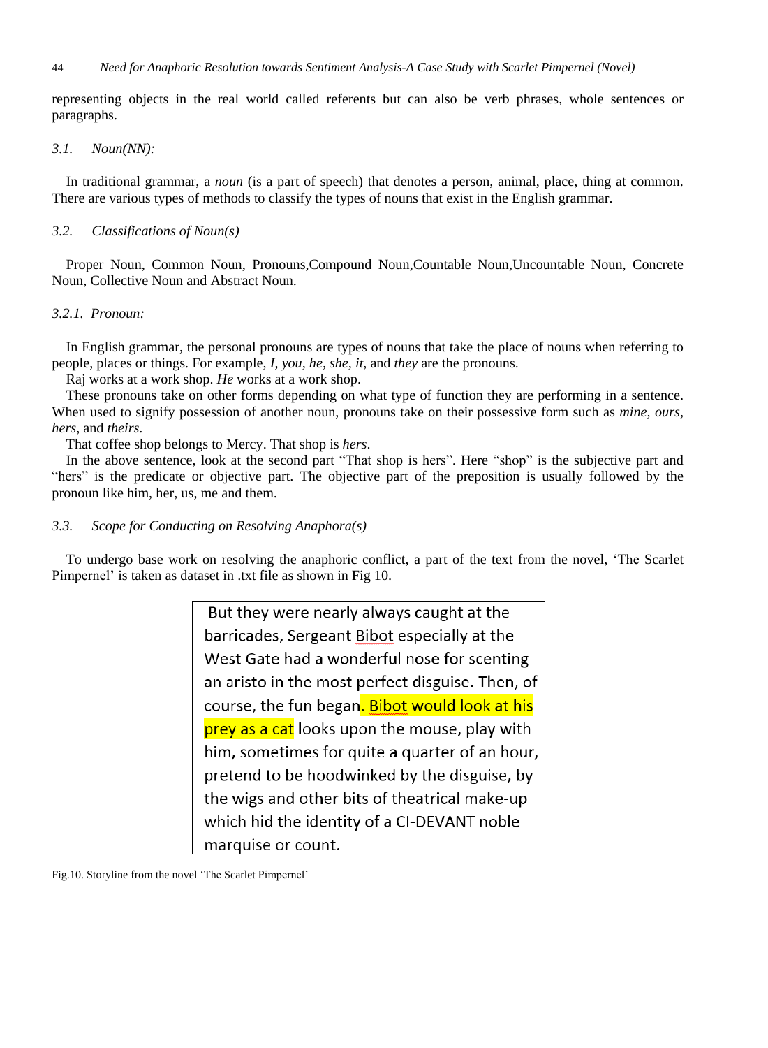representing objects in the real world called referents but can also be verb phrases, whole sentences or paragraphs.

### *3.1. Noun(NN):*

In traditional grammar, a *noun* (is a part of speech) that denotes a person, animal, place, thing at common. There are various types of methods to classify the types of nouns that exist in the English grammar.

### *3.2. Classifications of Noun(s)*

Proper Noun, Common Noun, Pronouns,Compound Noun,Countable Noun,Uncountable Noun, Concrete Noun, Collective Noun and Abstract Noun.

#### *3.2.1. Pronoun:*

In English grammar, the personal pronouns are types of nouns that take the place of nouns when referring to people, places or things. For example, *I, you, he, she, it*, and *they* are the pronouns.

Raj works at a work shop. *He* works at a work shop.

These pronouns take on other forms depending on what type of function they are performing in a sentence. When used to signify possession of another noun, pronouns take on their possessive form such as *mine, ours, hers*, and *theirs*.

That coffee shop belongs to Mercy. That shop is *hers*.

In the above sentence, look at the second part “That shop is hers”. Here “shop” is the subjective part and “hers” is the predicate or objective part. The objective part of the preposition is usually followed by the pronoun like him, her, us, me and them.

### *3.3. Scope for Conducting on Resolving Anaphora(s)*

To undergo base work on resolving the anaphoric conflict, a part of the text from the novel, ‘The Scarlet Pimpernel’ is taken as dataset in .txt file as shown in Fig 10.

> But they were nearly always caught at the barricades, Sergeant Bibot especially at the West Gate had a wonderful nose for scenting an aristo in the most perfect disguise. Then, of course, the fun began. Bibot would look at his prey as a cat looks upon the mouse, play with him, sometimes for quite a quarter of an hour, pretend to be hoodwinked by the disguise, by the wigs and other bits of theatrical make-up which hid the identity of a CI-DEVANT noble marquise or count.

Fig.10. Storyline from the novel ‘The Scarlet Pimpernel’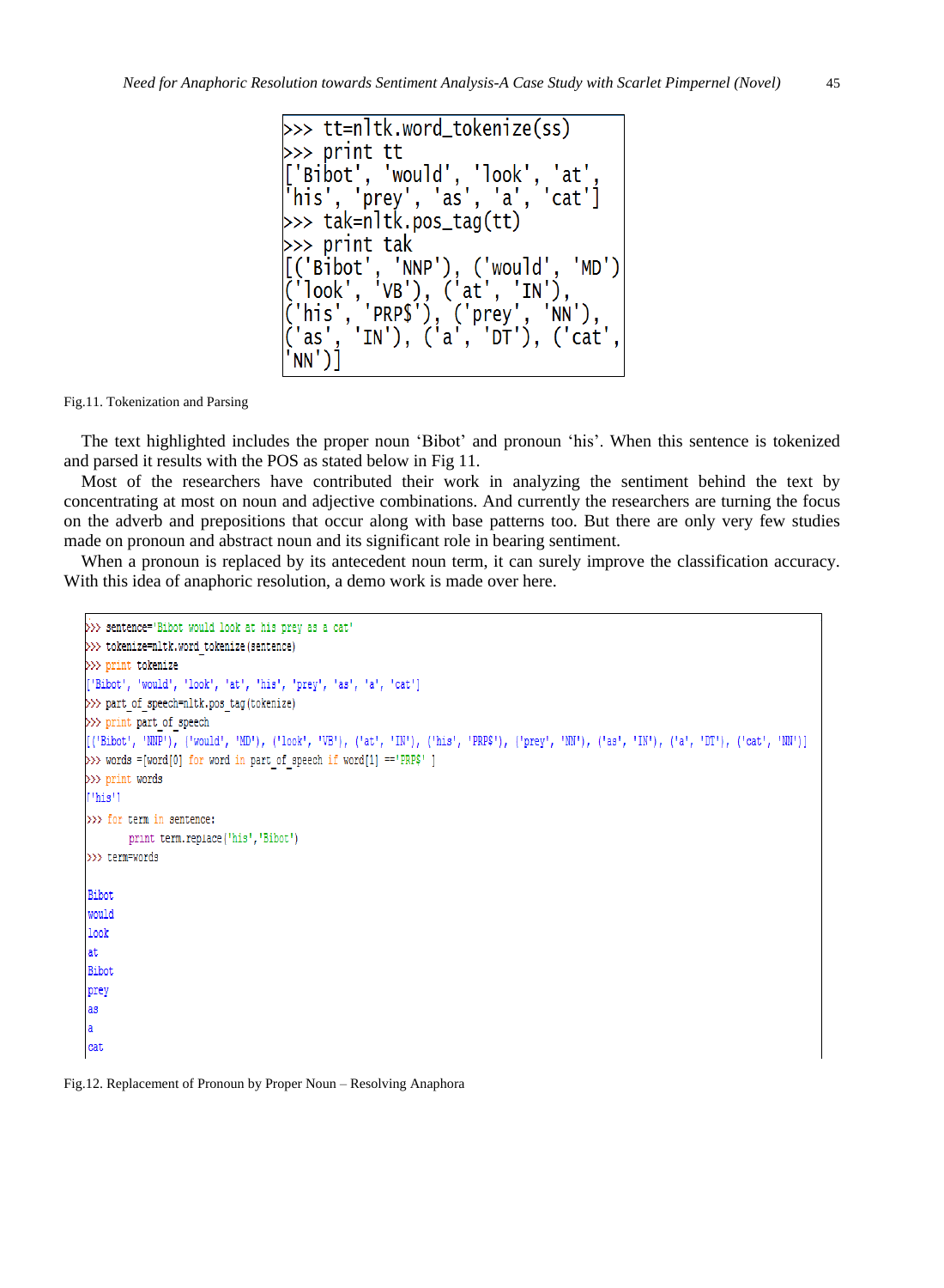```
>>> tt=nltk.word_tokenize(ss)
>>> print tt
['Bibot', 'would', 'look', 'at',
'his', 'prey', 'as', 'a', 'cat']
>>> tak=nltk.pos_tag(tt)
>>> print tak
[('Bibot', 'NNP'), ('would', 'MD')
('look', 'VB'), ('at', 'IN'),
('his', 'PRP$'), ('prey', 'NN'),
('as', 'IN'), ('a', 'DT'), ('cat',
'NN')]
```

Fig.11. Tokenization and Parsing

The text highlighted includes the proper noun 'Bibot' and pronoun 'his'. When this sentence is tokenized and parsed it results with the POS as stated below in Fig 11.

Most of the researchers have contributed their work in analyzing the sentiment behind the text by concentrating at most on noun and adjective combinations. And currently the researchers are turning the focus on the adverb and prepositions that occur along with base patterns too. But there are only very few studies made on pronoun and abstract noun and its significant role in bearing sentiment.

When a pronoun is replaced by its antecedent noun term, it can surely improve the classification accuracy. With this idea of anaphoric resolution, a demo work is made over here.

```
>>> sentence='Bibot would look at his prey as a cat'
>>> tokenize=nltk.word_tokenize(sentence)
>>> print tokenize
['Bibot', 'would', 'look', 'at', 'his', 'prey', 'as', 'a', 'cat']
>>> part_of_speech=nltk.pos_tag(tokenize)
>>> print part_of_speech
[('Bibot', 'NNP'), ('would', 'MD'), ('look', 'VB'), ('at', 'IN'), ('his', 'PRP$'), ('prey', 'NN'), ('as', 'IN'), ('a', 'DT'), ('cat', 'NN')]
>>> words =[word[0] for word in part_of_speech if word[1] =='PRP$' ]
>>> print words
['his']
>>> for term in sentence:
	print term.replace('his','Bibot')
>>> term=words

Bibot
would
look
at
Bibot
prey
as
a
cat
```

Fig.12. Replacement of Pronoun by Proper Noun – Resolving Anaphora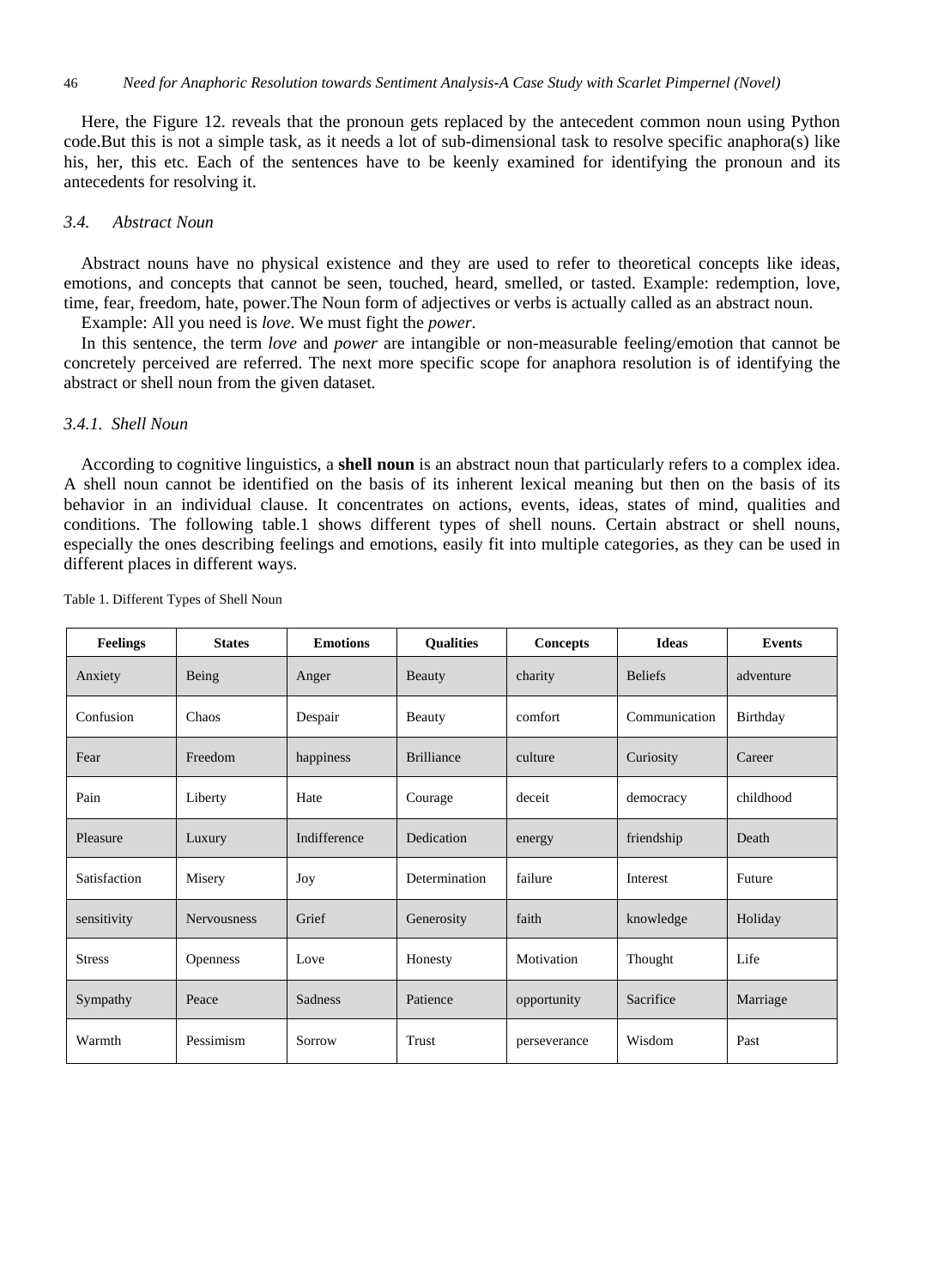Here, the Figure 12. reveals that the pronoun gets replaced by the antecedent common noun using Python code.But this is not a simple task, as it needs a lot of sub-dimensional task to resolve specific anaphora(s) like his, her, this etc. Each of the sentences have to be keenly examined for identifying the pronoun and its antecedents for resolving it.

### *3.4. Abstract Noun*

Abstract nouns have no physical existence and they are used to refer to theoretical concepts like ideas, emotions, and concepts that cannot be seen, touched, heard, smelled, or tasted. Example: redemption, love, time, fear, freedom, hate, power.The Noun form of adjectives or verbs is actually called as an abstract noun.

Example: All you need is *love*. We must fight the *power*.

In this sentence, the term *love* and *power* are intangible or non-measurable feeling/emotion that cannot be concretely perceived are referred. The next more specific scope for anaphora resolution is of identifying the abstract or shell noun from the given dataset.

#### *3.4.1. Shell Noun*

According to cognitive linguistics, a **shell noun** is an abstract noun that particularly refers to a complex idea. A shell noun cannot be identified on the basis of its inherent lexical meaning but then on the basis of its behavior in an individual clause. It concentrates on actions, events, ideas, states of mind, qualities and conditions. The following table.1 shows different types of shell nouns. Certain abstract or shell nouns, especially the ones describing feelings and emotions, easily fit into multiple categories, as they can be used in different places in different ways.

Table 1. Different Types of Shell Noun

| Feelings | States | Emotions | Qualities | Concepts | Ideas | Events |
|---|---|---|---|---|---|---|
| Anxiety | Being | Anger | Beauty | charity | Beliefs | adventure |
| Confusion | Chaos | Despair | Beauty | comfort | Communication | Birthday |
| Fear | Freedom | happiness | Brilliance | culture | Curiosity | Career |
| Pain | Liberty | Hate | Courage | deceit | democracy | childhood |
| Pleasure | Luxury | Indifference | Dedication | energy | friendship | Death |
| Satisfaction | Misery | Joy | Determination | failure | Interest | Future |
| sensitivity | Nervousness | Grief | Generosity | faith | knowledge | Holiday |
| Stress | Openness | Love | Honesty | Motivation | Thought | Life |
| Sympathy | Peace | Sadness | Patience | opportunity | Sacrifice | Marriage |
| Warmth | Pessimism | Sorrow | Trust | perseverance | Wisdom | Past |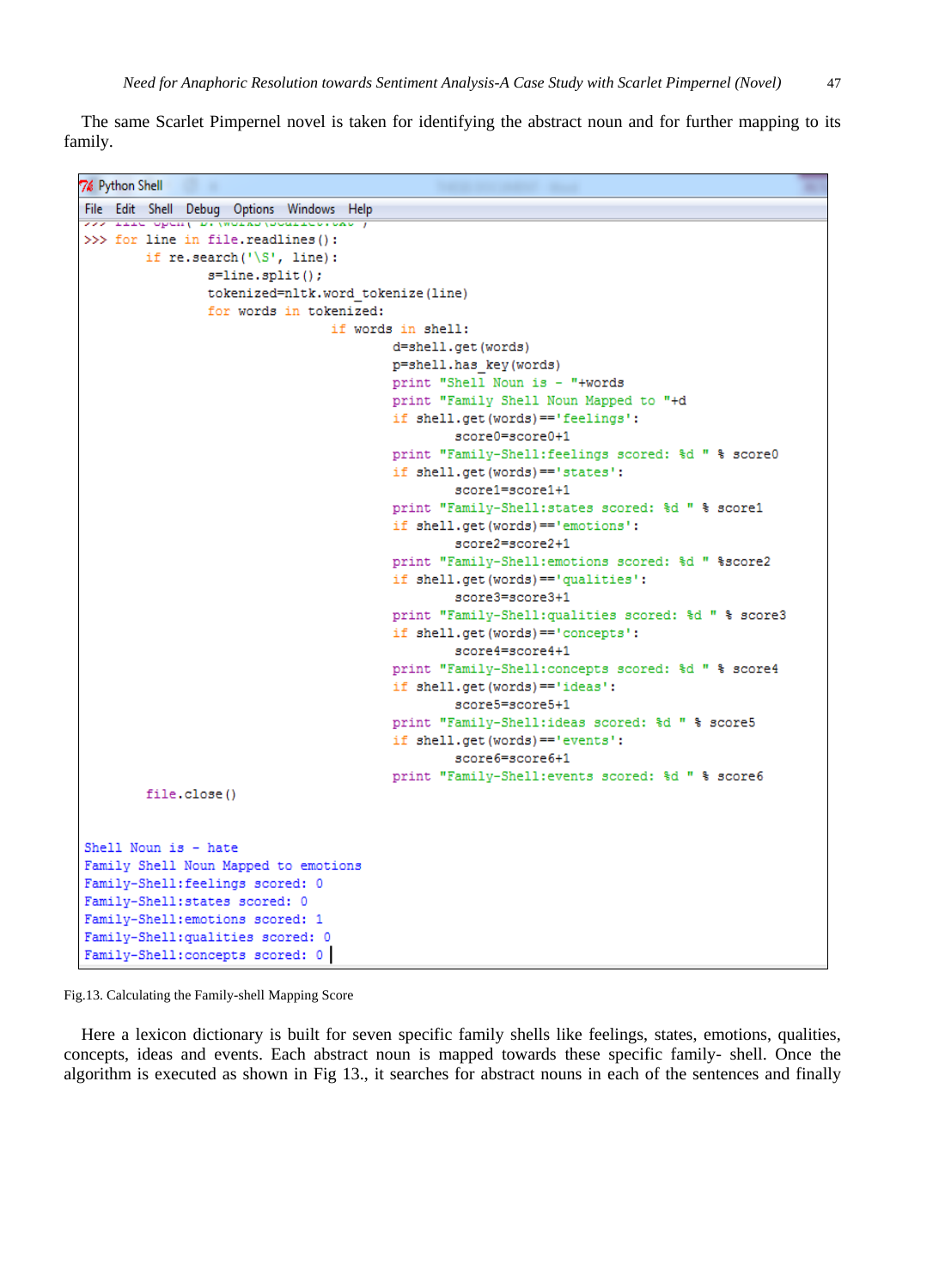The same Scarlet Pimpernel novel is taken for identifying the abstract noun and for further mapping to its family.

```
>>> for line in file.readlines():
        if re.search('\S', line):
                s=line.split();
                tokenized=nltk.word_tokenize(line)
                for words in tokenized:
                                if words in shell:
                                        d=shell.get(words)
                                        p=shell.has_key(words)
                                        print "Shell Noun is - "+words
                                        print "Family Shell Noun Mapped to "+d
                                        if shell.get(words)=='feelings':
                                                score0=score0+1
                                        print "Family-Shell:feelings scored: %d " % score0
                                        if shell.get(words)=='states':
                                                score1=score1+1
                                        print "Family-Shell:states scored: %d " % score1
                                        if shell.get(words)=='emotions':
                                                score2=score2+1
                                        print "Family-Shell:emotions scored: %d " %score2
                                        if shell.get(words)=='qualities':
                                                score3=score3+1
                                        print "Family-Shell:qualities scored: %d " % score3
                                        if shell.get(words)=='concepts':
                                                score4=score4+1
                                        print "Family-Shell:concepts scored: %d " % score4
                                        if shell.get(words)=='ideas':
                                                score5=score5+1
                                        print "Family-Shell:ideas scored: %d " % score5
                                        if shell.get(words)=='events':
                                                score6=score6+1
                                        print "Family-Shell:events scored: %d " % score6
        file.close()


Shell Noun is - hate
Family Shell Noun Mapped to emotions
Family-Shell:feelings scored: 0
Family-Shell:states scored: 0
Family-Shell:emotions scored: 1
Family-Shell:qualities scored: 0
Family-Shell:concepts scored: 0
```

Fig.13. Calculating the Family-shell Mapping Score

Here a lexicon dictionary is built for seven specific family shells like feelings, states, emotions, qualities, concepts, ideas and events. Each abstract noun is mapped towards these specific family- shell. Once the algorithm is executed as shown in Fig 13., it searches for abstract nouns in each of the sentences and finally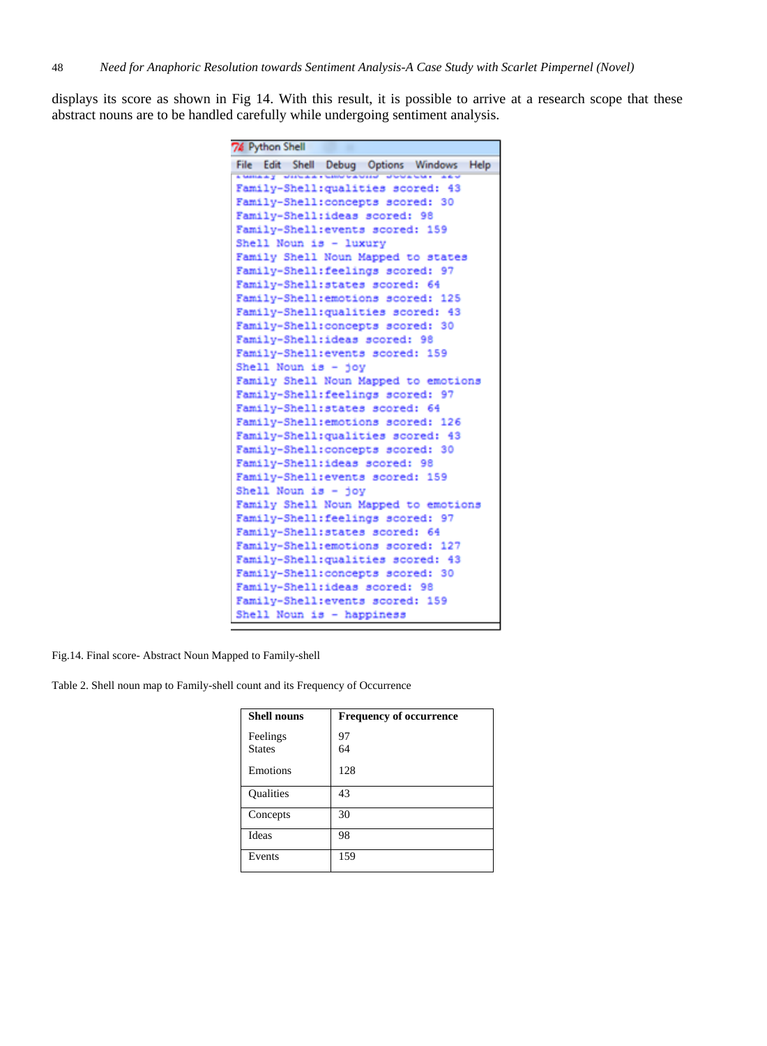displays its score as shown in Fig 14. With this result, it is possible to arrive at a research scope that these abstract nouns are to be handled carefully while undergoing sentiment analysis.

```
Python Shell
File  Edit  Shell  Debug  Options  Windows  Help
Family-Shell:emotions scored: 125
Family-Shell:qualities scored: 43
Family-Shell:concepts scored: 30
Family-Shell:ideas scored: 98
Family-Shell:events scored: 159
Shell Noun is - luxury
Family Shell Noun Mapped to states
Family-Shell:feelings scored: 97
Family-Shell:states scored: 64
Family-Shell:emotions scored: 125
Family-Shell:qualities scored: 43
Family-Shell:concepts scored: 30
Family-Shell:ideas scored: 98
Family-Shell:events scored: 159
Shell Noun is - joy
Family Shell Noun Mapped to emotions
Family-Shell:feelings scored: 97
Family-Shell:states scored: 64
Family-Shell:emotions scored: 126
Family-Shell:qualities scored: 43
Family-Shell:concepts scored: 30
Family-Shell:ideas scored: 98
Family-Shell:events scored: 159
Shell Noun is - joy
Family Shell Noun Mapped to emotions
Family-Shell:feelings scored: 97
Family-Shell:states scored: 64
Family-Shell:emotions scored: 127
Family-Shell:qualities scored: 43
Family-Shell:concepts scored: 30
Family-Shell:ideas scored: 98
Family-Shell:events scored: 159
Shell Noun is - happiness
```

Fig.14. Final score- Abstract Noun Mapped to Family-shell

Table 2. Shell noun map to Family-shell count and its Frequency of Occurrence

| Shell nouns | Frequency of occurrence |
|---|---|
| Feelings | 97 |
| States | 64 |
| Emotions | 128 |
| Qualities | 43 |
| Concepts | 30 |
| Ideas | 98 |
| Events | 159 |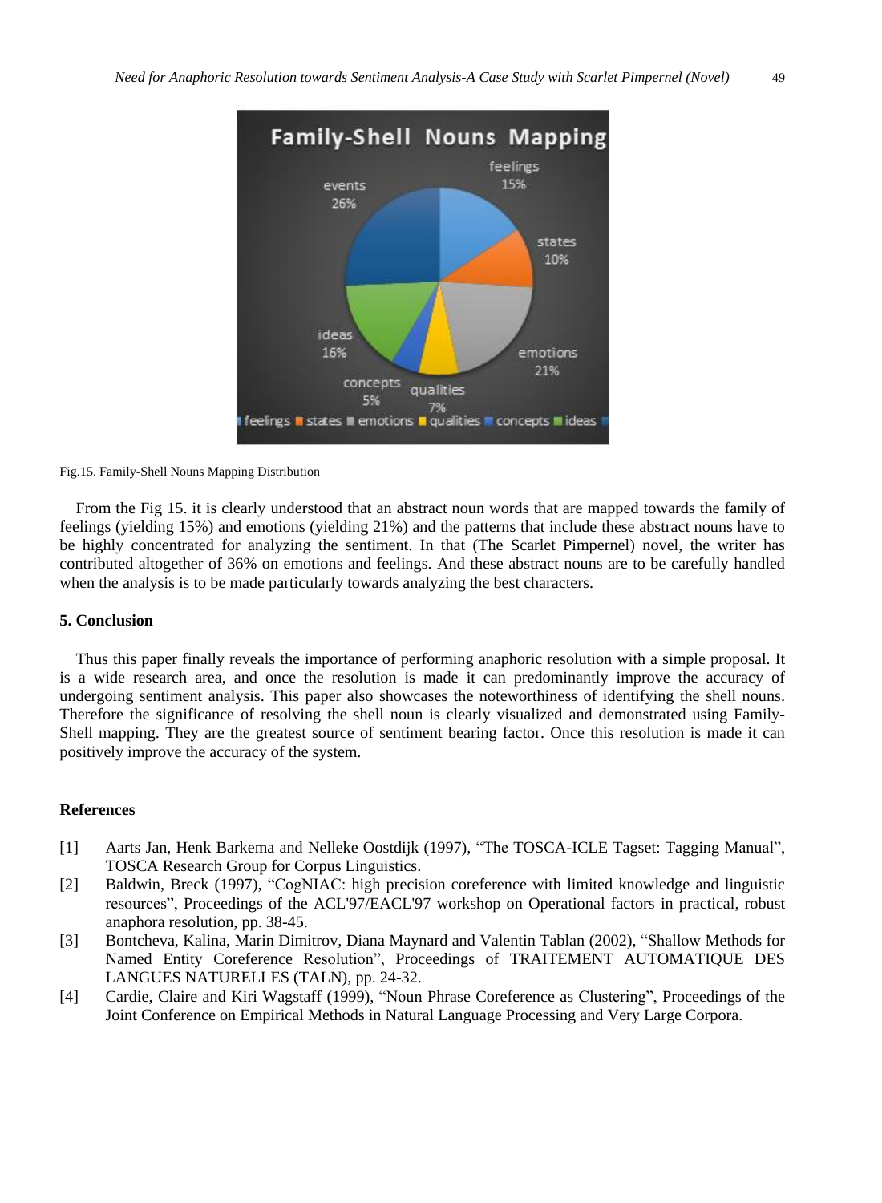Fig.15. Family-Shell Nouns Mapping Distribution

From the Fig 15. it is clearly understood that an abstract noun words that are mapped towards the family of feelings (yielding 15%) and emotions (yielding 21%) and the patterns that include these abstract nouns have to be highly concentrated for analyzing the sentiment. In that (The Scarlet Pimpernel) novel, the writer has contributed altogether of 36% on emotions and feelings. And these abstract nouns are to be carefully handled when the analysis is to be made particularly towards analyzing the best characters.

### 5. Conclusion

Thus this paper finally reveals the importance of performing anaphoric resolution with a simple proposal. It is a wide research area, and once the resolution is made it can predominantly improve the accuracy of undergoing sentiment analysis. This paper also showcases the noteworthiness of identifying the shell nouns. Therefore the significance of resolving the shell noun is clearly visualized and demonstrated using Family-Shell mapping. They are the greatest source of sentiment bearing factor. Once this resolution is made it can positively improve the accuracy of the system.

### References

[1] Aarts Jan, Henk Barkema and Nelleke Oostdijk (1997), "The TOSCA-ICLE Tagset: Tagging Manual", TOSCA Research Group for Corpus Linguistics.

[2] Baldwin, Breck (1997), "CogNIAC: high precision coreference with limited knowledge and linguistic resources", Proceedings of the ACL'97/EACL'97 workshop on Operational factors in practical, robust anaphora resolution, pp. 38-45.

[3] Bontcheva, Kalina, Marin Dimitrov, Diana Maynard and Valentin Tablan (2002), "Shallow Methods for Named Entity Coreference Resolution", Proceedings of TRAITEMENT AUTOMATIQUE DES LANGUES NATURELLES (TALN), pp. 24-32.

[4] Cardie, Claire and Kiri Wagstaff (1999), "Noun Phrase Coreference as Clustering", Proceedings of the Joint Conference on Empirical Methods in Natural Language Processing and Very Large Corpora.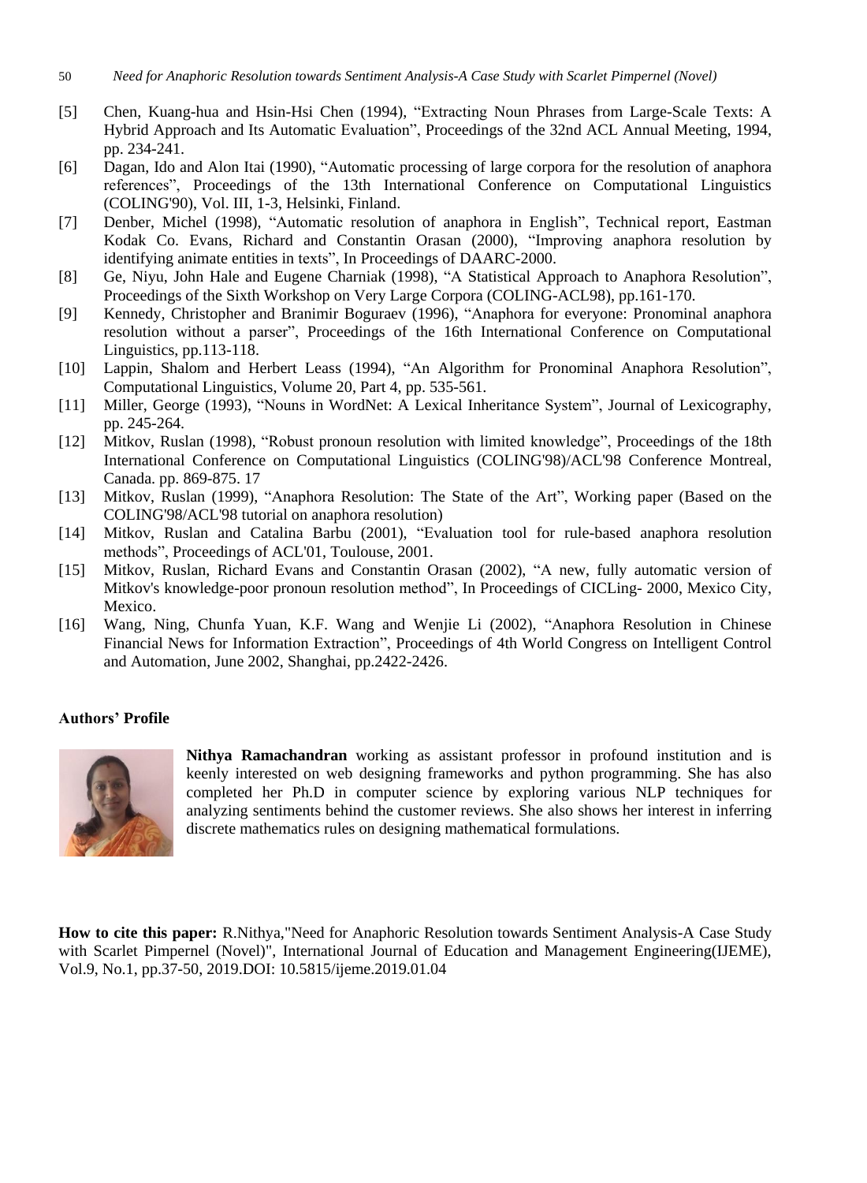[5] Chen, Kuang-hua and Hsin-Hsi Chen (1994), "Extracting Noun Phrases from Large-Scale Texts: A Hybrid Approach and Its Automatic Evaluation", Proceedings of the 32nd ACL Annual Meeting, 1994, pp. 234-241.

[6] Dagan, Ido and Alon Itai (1990), "Automatic processing of large corpora for the resolution of anaphora references", Proceedings of the 13th International Conference on Computational Linguistics (COLING'90), Vol. III, 1-3, Helsinki, Finland.

[7] Denber, Michel (1998), "Automatic resolution of anaphora in English", Technical report, Eastman Kodak Co. Evans, Richard and Constantin Orasan (2000), "Improving anaphora resolution by identifying animate entities in texts", In Proceedings of DAARC-2000.

[8] Ge, Niyu, John Hale and Eugene Charniak (1998), "A Statistical Approach to Anaphora Resolution", Proceedings of the Sixth Workshop on Very Large Corpora (COLING-ACL98), pp.161-170.

[9] Kennedy, Christopher and Branimir Boguraev (1996), "Anaphora for everyone: Pronominal anaphora resolution without a parser", Proceedings of the 16th International Conference on Computational Linguistics, pp.113-118.

[10] Lappin, Shalom and Herbert Leass (1994), "An Algorithm for Pronominal Anaphora Resolution", Computational Linguistics, Volume 20, Part 4, pp. 535-561.

[11] Miller, George (1993), "Nouns in WordNet: A Lexical Inheritance System", Journal of Lexicography, pp. 245-264.

[12] Mitkov, Ruslan (1998), "Robust pronoun resolution with limited knowledge", Proceedings of the 18th International Conference on Computational Linguistics (COLING'98)/ACL'98 Conference Montreal, Canada. pp. 869-875. 17

[13] Mitkov, Ruslan (1999), "Anaphora Resolution: The State of the Art", Working paper (Based on the COLING'98/ACL'98 tutorial on anaphora resolution)

[14] Mitkov, Ruslan and Catalina Barbu (2001), "Evaluation tool for rule-based anaphora resolution methods", Proceedings of ACL'01, Toulouse, 2001.

[15] Mitkov, Ruslan, Richard Evans and Constantin Orasan (2002), "A new, fully automatic version of Mitkov's knowledge-poor pronoun resolution method", In Proceedings of CICLing- 2000, Mexico City, Mexico.

[16] Wang, Ning, Chunfa Yuan, K.F. Wang and Wenjie Li (2002), "Anaphora Resolution in Chinese Financial News for Information Extraction", Proceedings of 4th World Congress on Intelligent Control and Automation, June 2002, Shanghai, pp.2422-2426.

**Authors' Profile**

**Nithya Ramachandran** working as assistant professor in profound institution and is keenly interested on web designing frameworks and python programming. She has also completed her Ph.D in computer science by exploring various NLP techniques for analyzing sentiments behind the customer reviews. She also shows her interest in inferring discrete mathematics rules on designing mathematical formulations.

**How to cite this paper:** R.Nithya,"Need for Anaphoric Resolution towards Sentiment Analysis-A Case Study with Scarlet Pimpernel (Novel)", International Journal of Education and Management Engineering(IJEME), Vol.9, No.1, pp.37-50, 2019.DOI: 10.5815/ijeme.2019.01.04